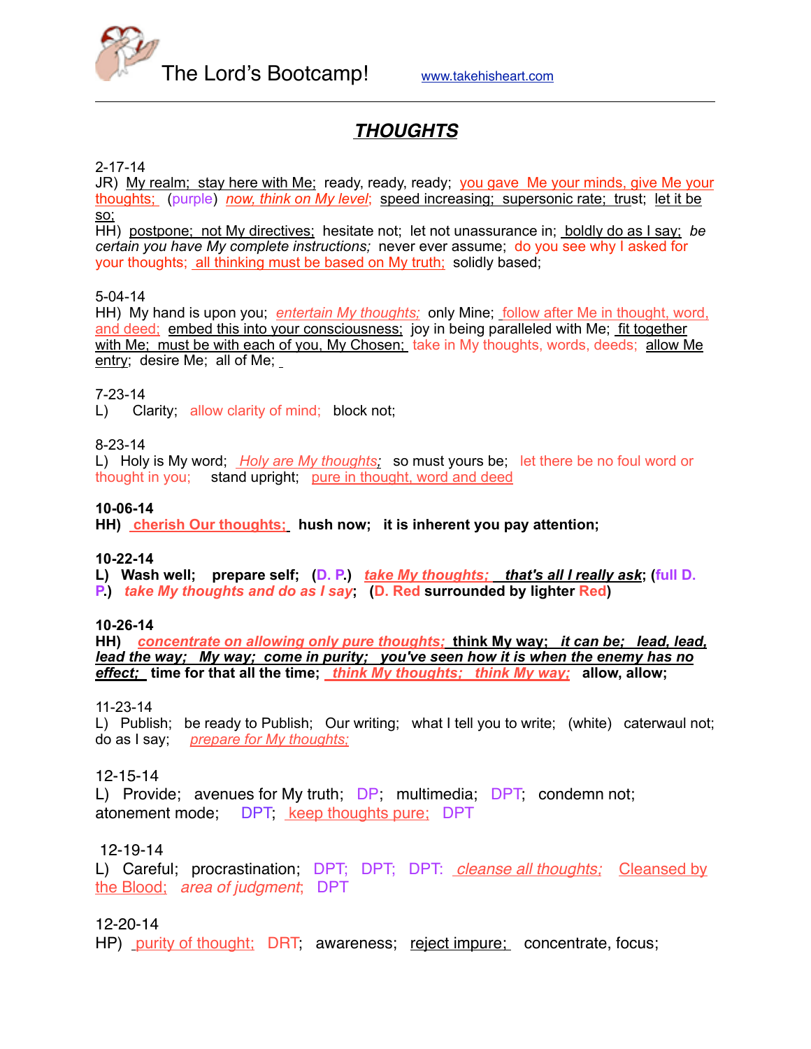The Lord's Bootcamp! www.takehisheart.com

---

# ***THOUGHTS***

2-17-14
JR) My realm; stay here with Me; ready, ready, ready; you gave Me your minds, give Me your thoughts; (purple) *now, think on My level*; speed increasing; supersonic rate; trust; let it be so;
HH) postpone; not My directives; hesitate not; let not unassurance in; boldly do as I say; *be certain you have My complete instructions;* never ever assume; do you see why I asked for your thoughts; all thinking must be based on My truth; solidly based;

5-04-14
HH) My hand is upon you; *entertain My thoughts;* only Mine; follow after Me in thought, word, and deed; embed this into your consciousness; joy in being paralleled with Me; fit together with Me; must be with each of you, My Chosen; take in My thoughts, words, deeds; allow Me entry; desire Me; all of Me;

7-23-14
L) Clarity; allow clarity of mind; block not;

8-23-14
L) Holy is My word; *Holy are My thoughts*; so must yours be; let there be no foul word or thought in you; stand upright; pure in thought, word and deed

**10-06-14**
**HH) cherish Our thoughts; hush now; it is inherent you pay attention;**

**10-22-14**
**L) Wash well; prepare self; (D. P.) *take My thoughts; that's all I really ask*; (full D. P.) *take My thoughts and do as I say*; (D. Red surrounded by lighter Red)**

**10-26-14**
**HH) *concentrate on allowing only pure thoughts;* think My way; *it can be; lead, lead, lead the way; My way; come in purity; you've seen how it is when the enemy has no effect;* time for that all the time; *think My thoughts; think My way;* allow, allow;**

11-23-14
L) Publish; be ready to Publish; Our writing; what I tell you to write; (white) caterwaul not; do as I say; *prepare for My thoughts;*

12-15-14
L) Provide; avenues for My truth; DP; multimedia; DPT; condemn not; atonement mode; DPT; keep thoughts pure; DPT

12-19-14
L) Careful; procrastination; DPT; DPT; DPT: *cleanse all thoughts;* Cleansed by the Blood; *area of judgment*; DPT

12-20-14
HP) purity of thought; DRT; awareness; reject impure; concentrate, focus;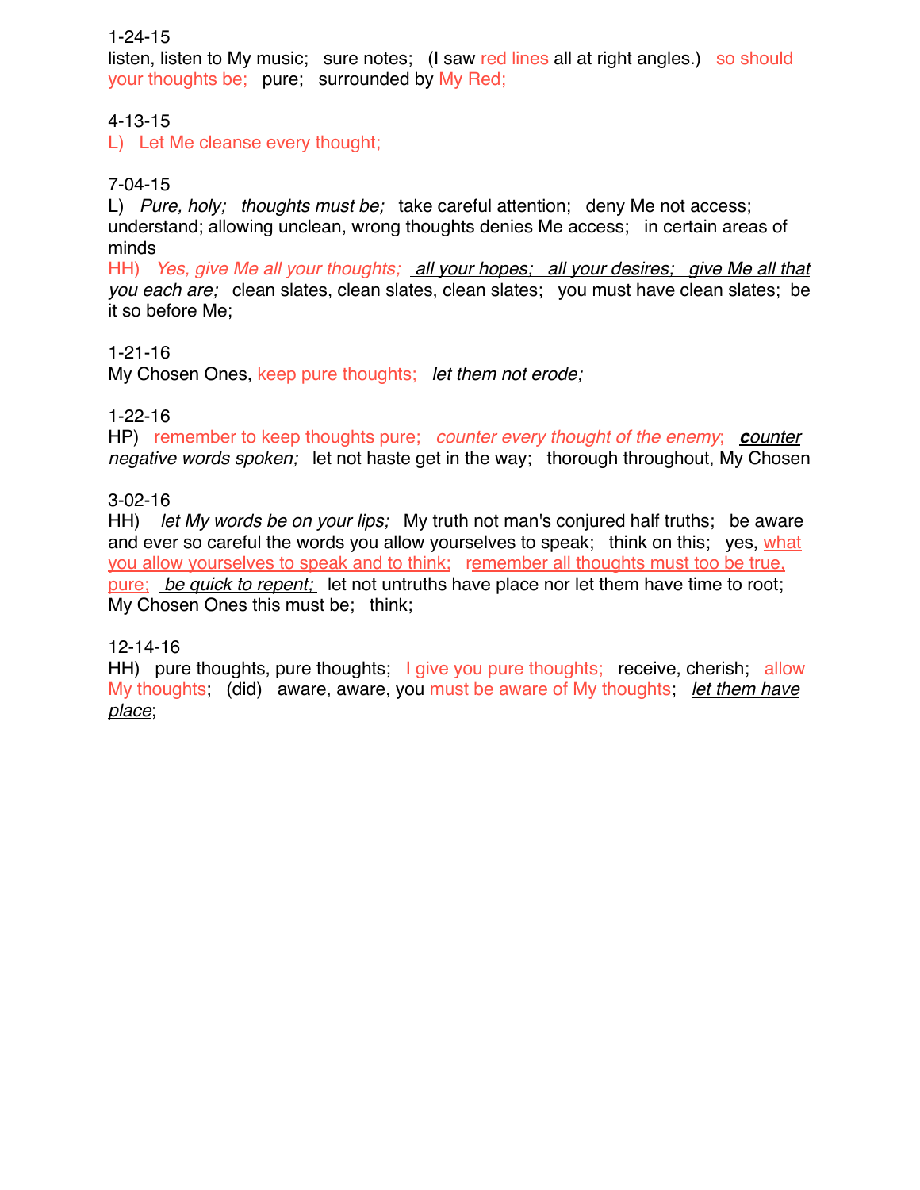1-24-15

listen, listen to My music; sure notes; (I saw red lines all at right angles.) so should your thoughts be; pure; surrounded by My Red;

4-13-15

L) Let Me cleanse every thought;

7-04-15

L) *Pure, holy; thoughts must be;* take careful attention; deny Me not access; understand; allowing unclean, wrong thoughts denies Me access; in certain areas of minds

HH) *Yes, give Me all your thoughts;* <u>*all your hopes; all your desires; give Me all that you each are;* clean slates, clean slates, clean slates; you must have clean slates;</u> be it so before Me;

1-21-16

My Chosen Ones, keep pure thoughts; *let them not erode;*

1-22-16

HP) remember to keep thoughts pure; *counter every thought of the enemy*; <u>***c**ounter negative words spoken;*</u> <u>let not haste get in the way;</u> thorough throughout, My Chosen

3-02-16

HH) *let My words be on your lips;* My truth not man's conjured half truths; be aware and ever so careful the words you allow yourselves to speak; think on this; yes, <u>what you allow yourselves to speak and to think;</u> <u>remember all thoughts must too be true, pure;</u> <u>*be quick to repent;*</u> let not untruths have place nor let them have time to root; My Chosen Ones this must be; think;

12-14-16

HH) pure thoughts, pure thoughts; I give you pure thoughts; receive, cherish; allow My thoughts; (did) aware, aware, you must be aware of My thoughts; <u>*let them have place*</u>;